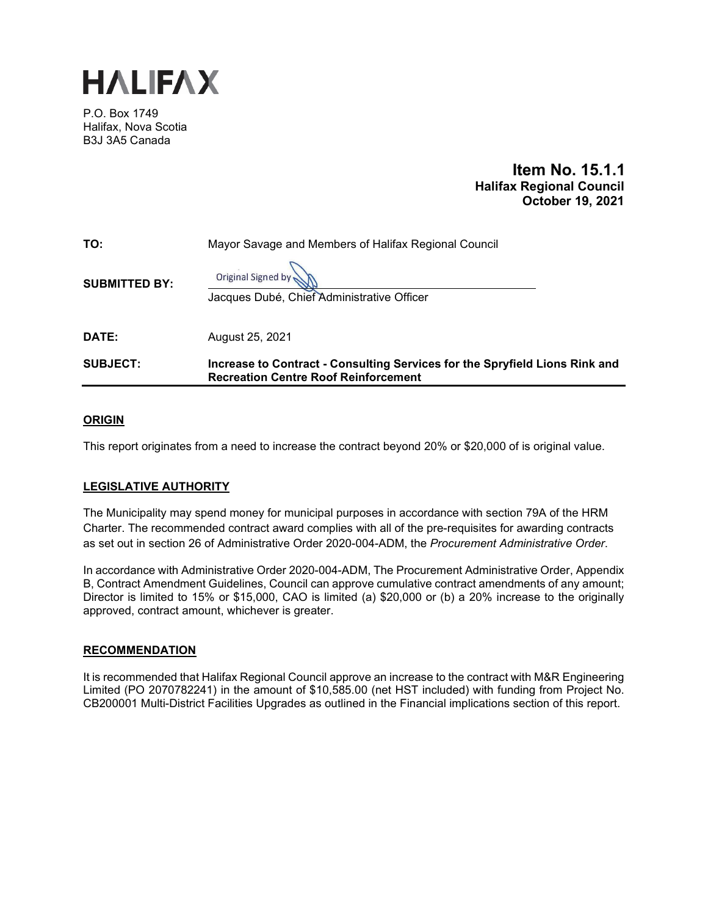# HALIFAX

P.O. Box 1749
Halifax, Nova Scotia
B3J 3A5 Canada

**Item No. 15.1.1**
**Halifax Regional Council**
**October 19, 2021**

| | |
|---|---|
| **TO:** | Mayor Savage and Members of Halifax Regional Council |
| **SUBMITTED BY:** | Original Signed by<br>Jacques Dubé, Chief Administrative Officer |
| **DATE:** | August 25, 2021 |
| **SUBJECT:** | **Increase to Contract - Consulting Services for the Spryfield Lions Rink and Recreation Centre Roof Reinforcement** |

## ORIGIN

This report originates from a need to increase the contract beyond 20% or $20,000 of is original value.

## LEGISLATIVE AUTHORITY

The Municipality may spend money for municipal purposes in accordance with section 79A of the HRM Charter. The recommended contract award complies with all of the pre-requisites for awarding contracts as set out in section 26 of Administrative Order 2020-004-ADM, the *Procurement Administrative Order*.

In accordance with Administrative Order 2020-004-ADM, The Procurement Administrative Order, Appendix B, Contract Amendment Guidelines, Council can approve cumulative contract amendments of any amount; Director is limited to 15% or $15,000, CAO is limited (a) $20,000 or (b) a 20% increase to the originally approved, contract amount, whichever is greater.

## RECOMMENDATION

It is recommended that Halifax Regional Council approve an increase to the contract with M&R Engineering Limited (PO 2070782241) in the amount of $10,585.00 (net HST included) with funding from Project No. CB200001 Multi-District Facilities Upgrades as outlined in the Financial implications section of this report.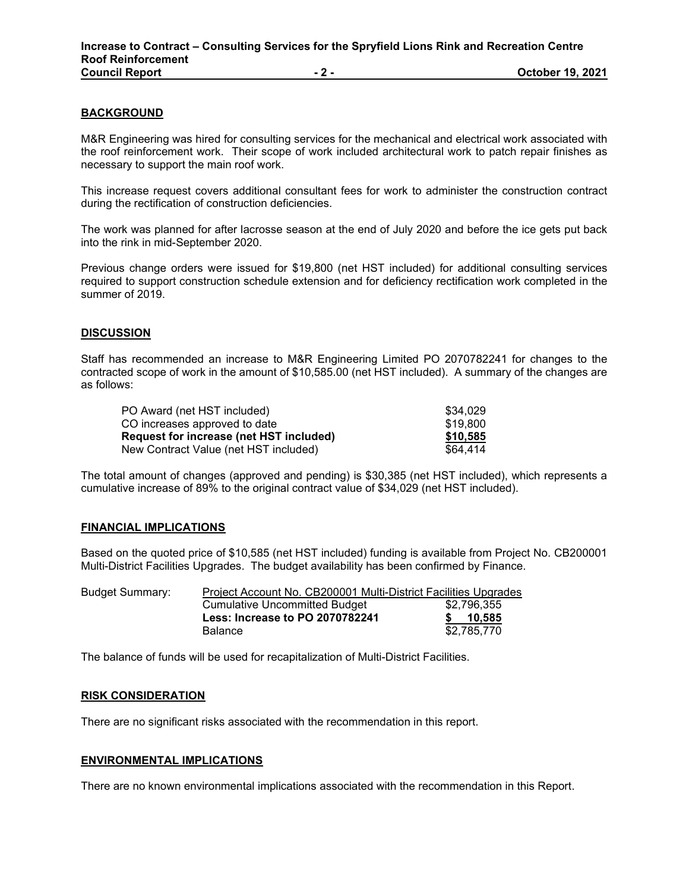## BACKGROUND

M&R Engineering was hired for consulting services for the mechanical and electrical work associated with the roof reinforcement work. Their scope of work included architectural work to patch repair finishes as necessary to support the main roof work.

This increase request covers additional consultant fees for work to administer the construction contract during the rectification of construction deficiencies.

The work was planned for after lacrosse season at the end of July 2020 and before the ice gets put back into the rink in mid-September 2020.

Previous change orders were issued for $19,800 (net HST included) for additional consulting services required to support construction schedule extension and for deficiency rectification work completed in the summer of 2019.

## DISCUSSION

Staff has recommended an increase to M&R Engineering Limited PO 2070782241 for changes to the contracted scope of work in the amount of $10,585.00 (net HST included). A summary of the changes are as follows:

| | |
|---|---|
| PO Award (net HST included) | $34,029 |
| CO increases approved to date | $19,800 |
| **Request for increase (net HST included)** | **$10,585** |
| New Contract Value (net HST included) | $64,414 |

The total amount of changes (approved and pending) is $30,385 (net HST included), which represents a cumulative increase of 89% to the original contract value of $34,029 (net HST included).

## FINANCIAL IMPLICATIONS

Based on the quoted price of $10,585 (net HST included) funding is available from Project No. CB200001 Multi-District Facilities Upgrades. The budget availability has been confirmed by Finance.

| Budget Summary: | Project Account No. CB200001 Multi-District Facilities Upgrades | |
|---|---|---|
| | Cumulative Uncommitted Budget | $2,796,355 |
| | **Less: Increase to PO 2070782241** | **$ 10,585** |
| | Balance | $2,785,770 |

The balance of funds will be used for recapitalization of Multi-District Facilities.

## RISK CONSIDERATION

There are no significant risks associated with the recommendation in this report.

## ENVIRONMENTAL IMPLICATIONS

There are no known environmental implications associated with the recommendation in this Report.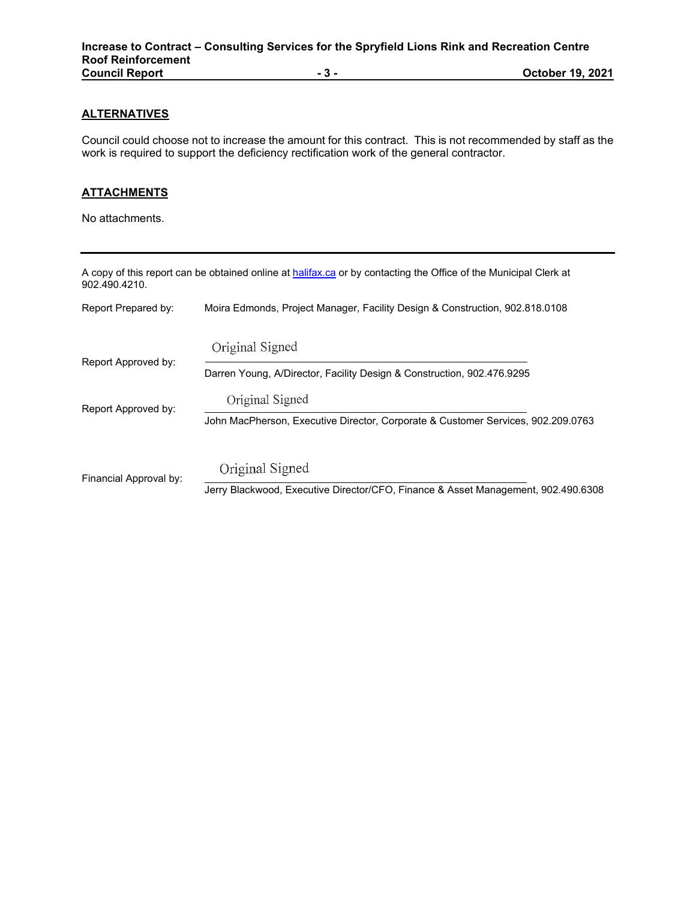## ALTERNATIVES

Council could choose not to increase the amount for this contract. This is not recommended by staff as the work is required to support the deficiency rectification work of the general contractor.

## ATTACHMENTS

No attachments.

---

A copy of this report can be obtained online at [halifax.ca](halifax.ca) or by contacting the Office of the Municipal Clerk at 902.490.4210.

Report Prepared by: Moira Edmonds, Project Manager, Facility Design & Construction, 902.818.0108

Report Approved by: Original Signed
Darren Young, A/Director, Facility Design & Construction, 902.476.9295

Report Approved by: Original Signed
John MacPherson, Executive Director, Corporate & Customer Services, 902.209.0763

Financial Approval by: Original Signed
Jerry Blackwood, Executive Director/CFO, Finance & Asset Management, 902.490.6308